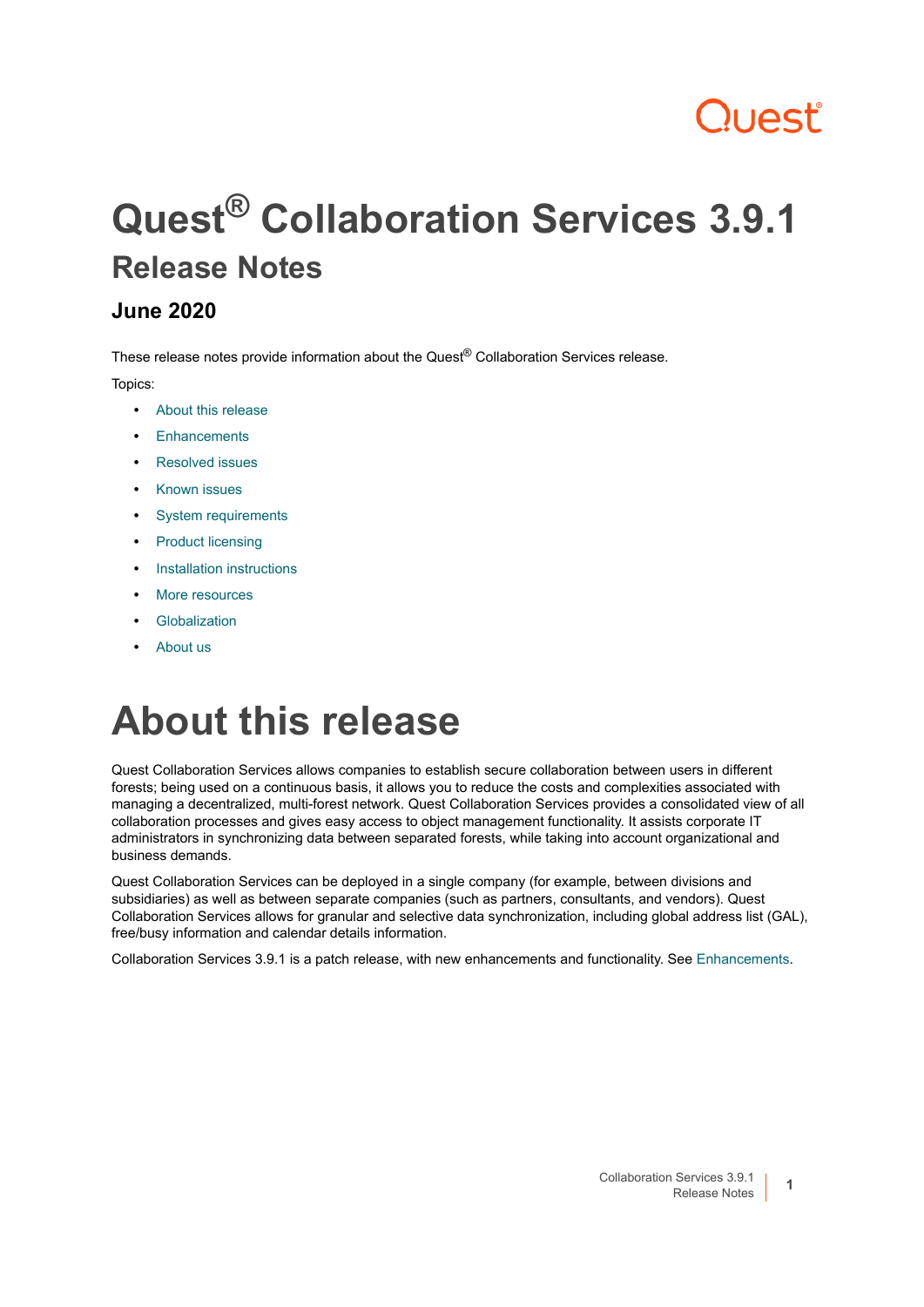# Quest® Collaboration Services 3.9.1

## Release Notes

### June 2020

These release notes provide information about the Quest® Collaboration Services release.

Topics:

- About this release
- Enhancements
- Resolved issues
- Known issues
- System requirements
- Product licensing
- Installation instructions
- More resources
- Globalization
- About us

# About this release

Quest Collaboration Services allows companies to establish secure collaboration between users in different forests; being used on a continuous basis, it allows you to reduce the costs and complexities associated with managing a decentralized, multi-forest network. Quest Collaboration Services provides a consolidated view of all collaboration processes and gives easy access to object management functionality. It assists corporate IT administrators in synchronizing data between separated forests, while taking into account organizational and business demands.

Quest Collaboration Services can be deployed in a single company (for example, between divisions and subsidiaries) as well as between separate companies (such as partners, consultants, and vendors). Quest Collaboration Services allows for granular and selective data synchronization, including global address list (GAL), free/busy information and calendar details information.

Collaboration Services 3.9.1 is a patch release, with new enhancements and functionality. See Enhancements.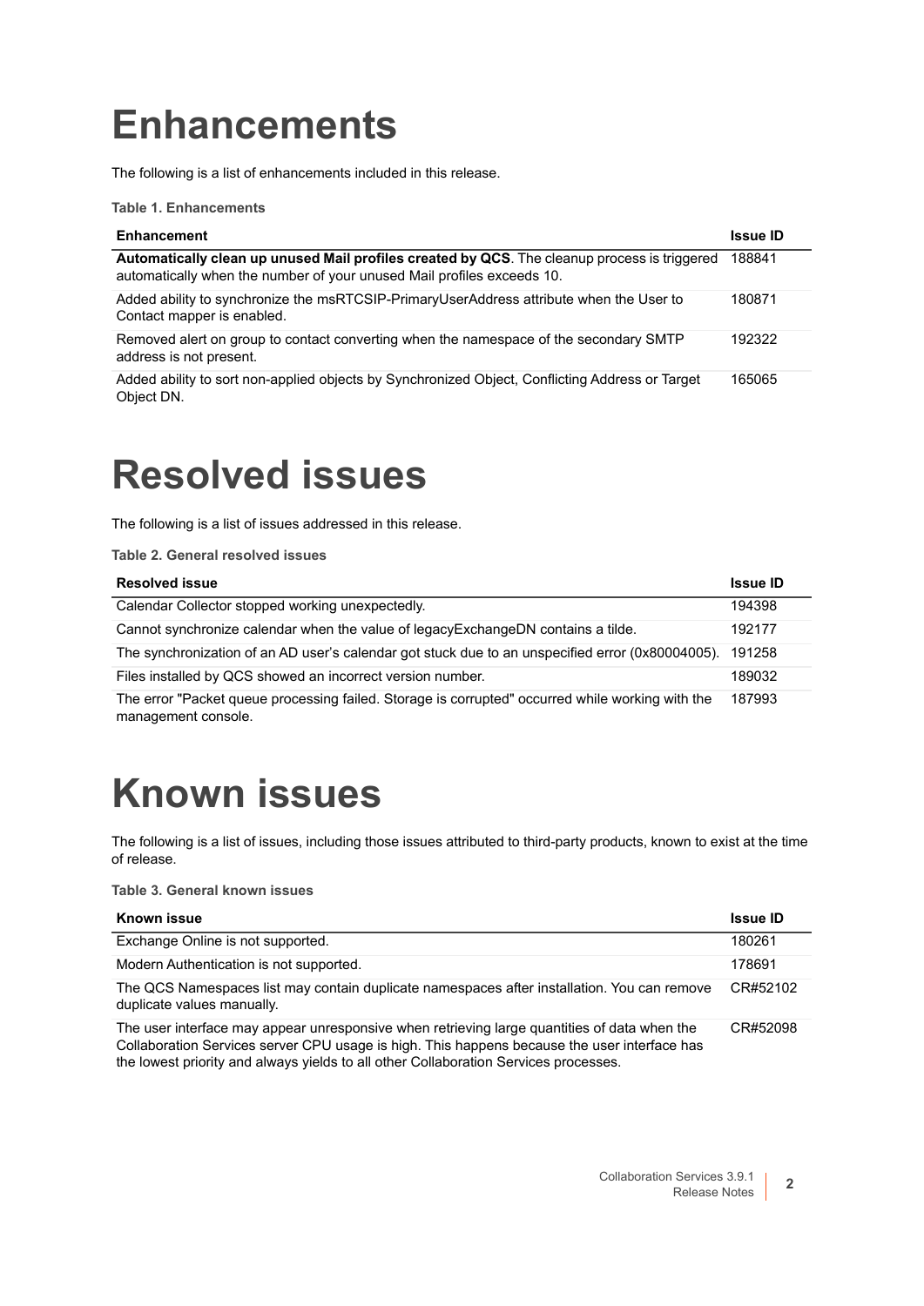# Enhancements

The following is a list of enhancements included in this release.

**Table 1. Enhancements**

| Enhancement | Issue ID |
| --- | --- |
| **Automatically clean up unused Mail profiles created by QCS**. The cleanup process is triggered automatically when the number of your unused Mail profiles exceeds 10. | 188841 |
| Added ability to synchronize the msRTCSIP-PrimaryUserAddress attribute when the User to Contact mapper is enabled. | 180871 |
| Removed alert on group to contact converting when the namespace of the secondary SMTP address is not present. | 192322 |
| Added ability to sort non-applied objects by Synchronized Object, Conflicting Address or Target Object DN. | 165065 |

# Resolved issues

The following is a list of issues addressed in this release.

**Table 2. General resolved issues**

| Resolved issue | Issue ID |
| --- | --- |
| Calendar Collector stopped working unexpectedly. | 194398 |
| Cannot synchronize calendar when the value of legacyExchangeDN contains a tilde. | 192177 |
| The synchronization of an AD user's calendar got stuck due to an unspecified error (0x80004005). | 191258 |
| Files installed by QCS showed an incorrect version number. | 189032 |
| The error "Packet queue processing failed. Storage is corrupted" occurred while working with the management console. | 187993 |

# Known issues

The following is a list of issues, including those issues attributed to third-party products, known to exist at the time of release.

**Table 3. General known issues**

| Known issue | Issue ID |
| --- | --- |
| Exchange Online is not supported. | 180261 |
| Modern Authentication is not supported. | 178691 |
| The QCS Namespaces list may contain duplicate namespaces after installation. You can remove duplicate values manually. | CR#52102 |
| The user interface may appear unresponsive when retrieving large quantities of data when the Collaboration Services server CPU usage is high. This happens because the user interface has the lowest priority and always yields to all other Collaboration Services processes. | CR#52098 |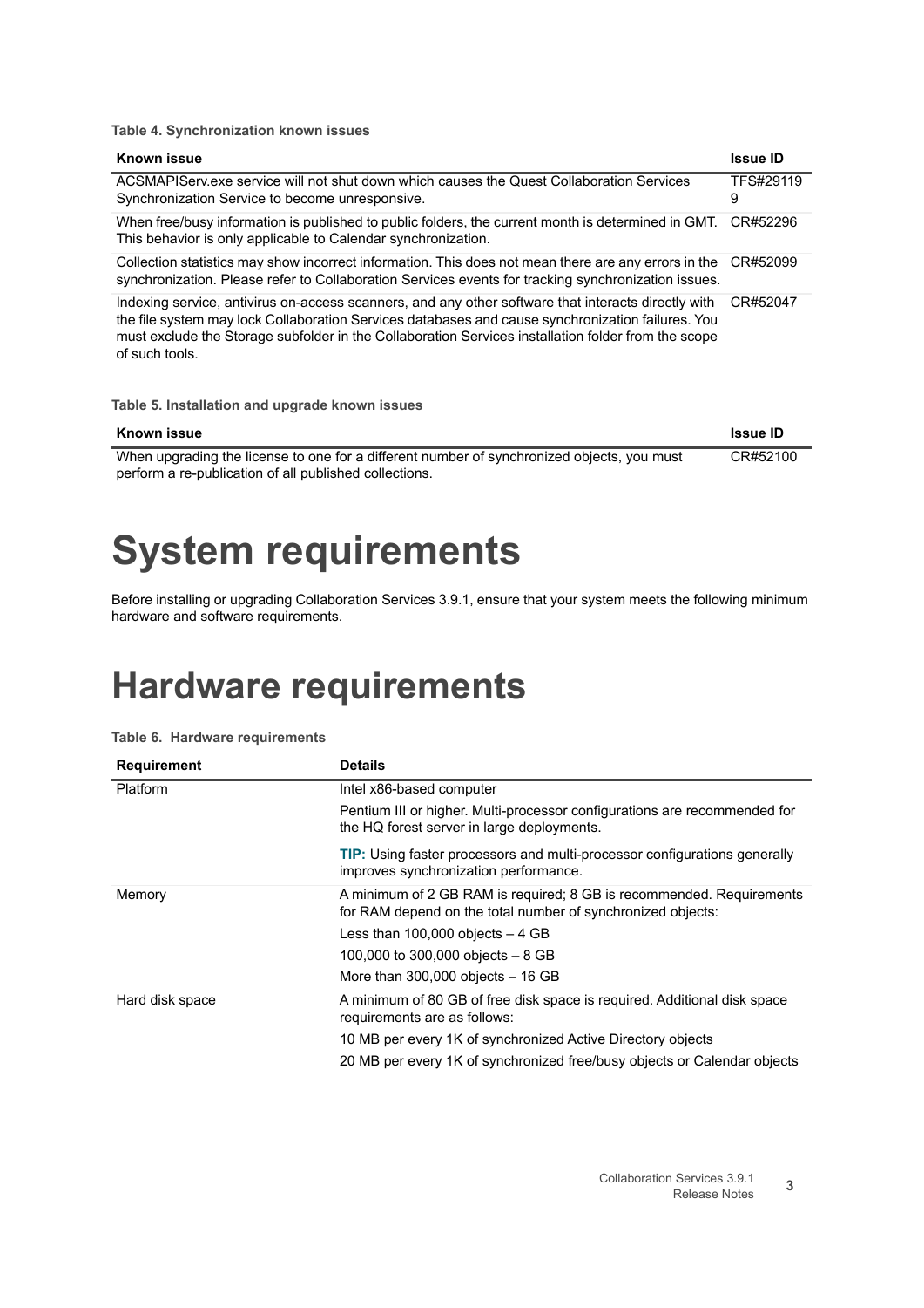**Table 4. Synchronization known issues**

| Known issue | Issue ID |
| --- | --- |
| ACSMAPIServ.exe service will not shut down which causes the Quest Collaboration Services Synchronization Service to become unresponsive. | TFS#291199 |
| When free/busy information is published to public folders, the current month is determined in GMT. This behavior is only applicable to Calendar synchronization. | CR#52296 |
| Collection statistics may show incorrect information. This does not mean there are any errors in the synchronization. Please refer to Collaboration Services events for tracking synchronization issues. | CR#52099 |
| Indexing service, antivirus on-access scanners, and any other software that interacts directly with the file system may lock Collaboration Services databases and cause synchronization failures. You must exclude the Storage subfolder in the Collaboration Services installation folder from the scope of such tools. | CR#52047 |

**Table 5. Installation and upgrade known issues**

| Known issue | Issue ID |
| --- | --- |
| When upgrading the license to one for a different number of synchronized objects, you must perform a re-publication of all published collections. | CR#52100 |

# System requirements

Before installing or upgrading Collaboration Services 3.9.1, ensure that your system meets the following minimum hardware and software requirements.

# Hardware requirements

**Table 6. Hardware requirements**

| Requirement | Details |
| --- | --- |
| Platform | Intel x86-based computer<br>Pentium III or higher. Multi-processor configurations are recommended for the HQ forest server in large deployments.<br>**TIP:** Using faster processors and multi-processor configurations generally improves synchronization performance. |
| Memory | A minimum of 2 GB RAM is required; 8 GB is recommended. Requirements for RAM depend on the total number of synchronized objects:<br>Less than 100,000 objects – 4 GB<br>100,000 to 300,000 objects – 8 GB<br>More than 300,000 objects – 16 GB |
| Hard disk space | A minimum of 80 GB of free disk space is required. Additional disk space requirements are as follows:<br>10 MB per every 1K of synchronized Active Directory objects<br>20 MB per every 1K of synchronized free/busy objects or Calendar objects |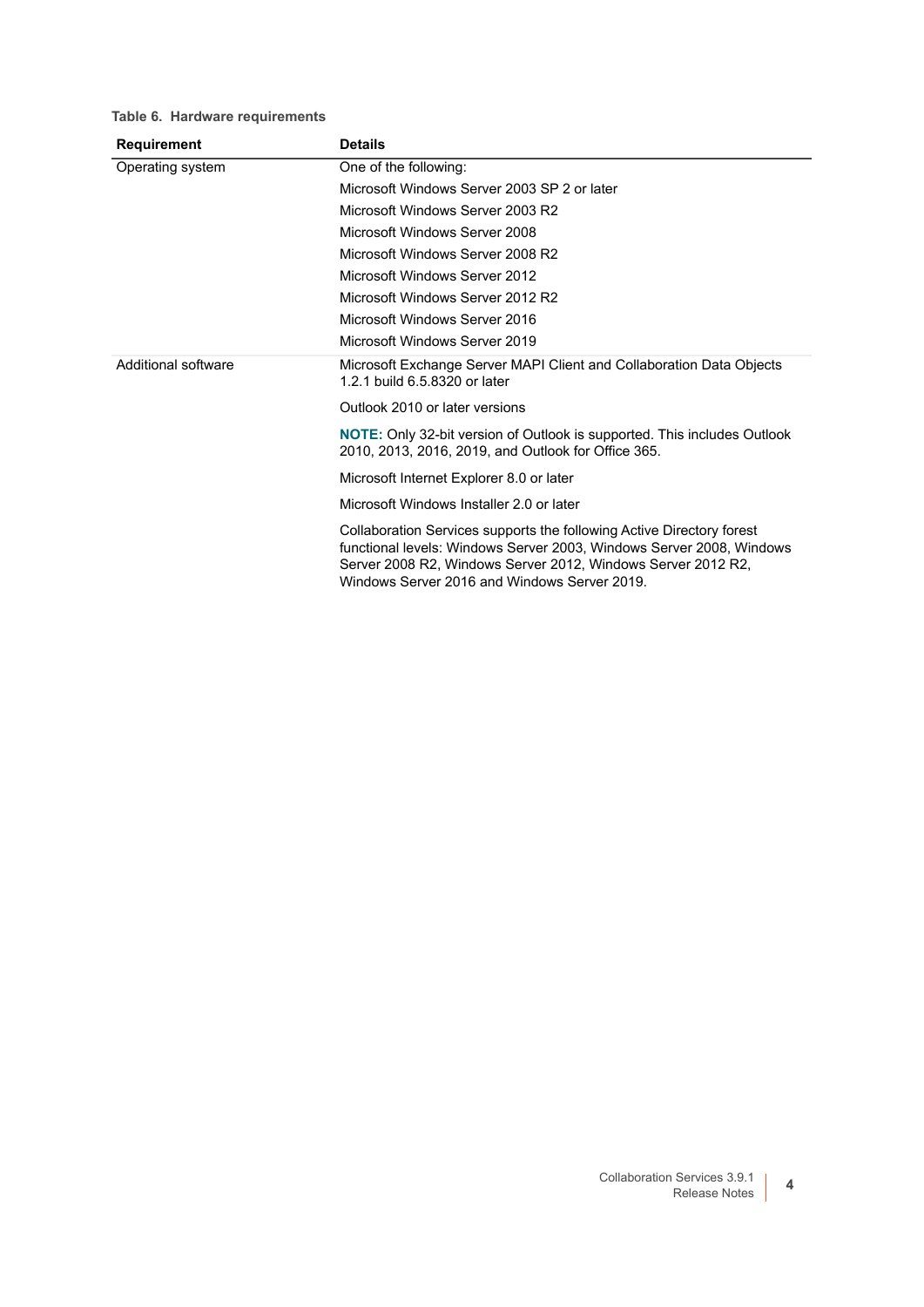**Table 6. Hardware requirements**

| Requirement | Details |
| --- | --- |
| Operating system | One of the following: |
| | Microsoft Windows Server 2003 SP 2 or later |
| | Microsoft Windows Server 2003 R2 |
| | Microsoft Windows Server 2008 |
| | Microsoft Windows Server 2008 R2 |
| | Microsoft Windows Server 2012 |
| | Microsoft Windows Server 2012 R2 |
| | Microsoft Windows Server 2016 |
| | Microsoft Windows Server 2019 |
| Additional software | Microsoft Exchange Server MAPI Client and Collaboration Data Objects 1.2.1 build 6.5.8320 or later |
| | Outlook 2010 or later versions |
| | **NOTE:** Only 32-bit version of Outlook is supported. This includes Outlook 2010, 2013, 2016, 2019, and Outlook for Office 365. |
| | Microsoft Internet Explorer 8.0 or later |
| | Microsoft Windows Installer 2.0 or later |
| | Collaboration Services supports the following Active Directory forest functional levels: Windows Server 2003, Windows Server 2008, Windows Server 2008 R2, Windows Server 2012, Windows Server 2012 R2, Windows Server 2016 and Windows Server 2019. |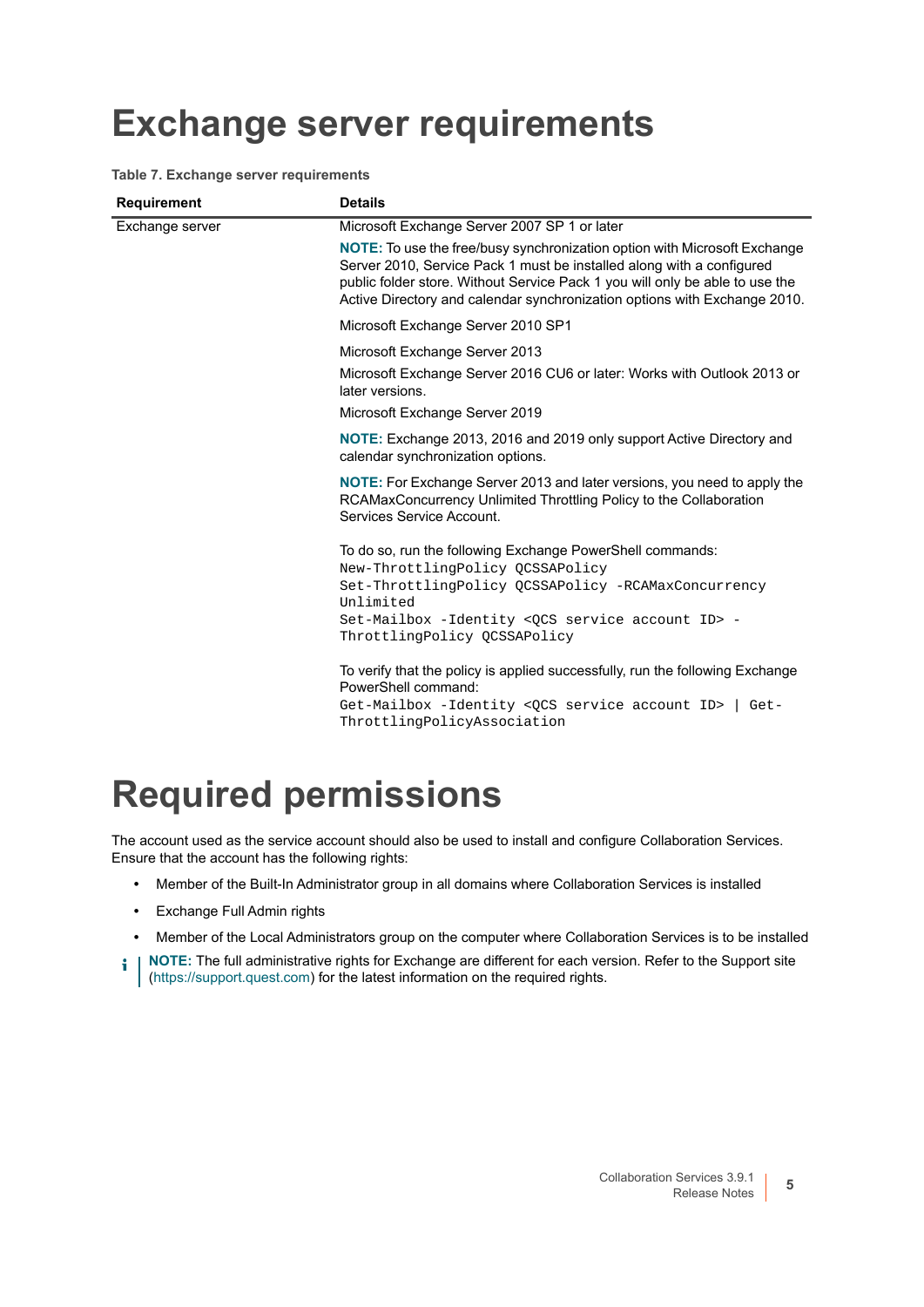# Exchange server requirements

**Table 7. Exchange server requirements**

| Requirement | Details |
|---|---|
| Exchange server | Microsoft Exchange Server 2007 SP 1 or later<br><br>**NOTE:** To use the free/busy synchronization option with Microsoft Exchange Server 2010, Service Pack 1 must be installed along with a configured public folder store. Without Service Pack 1 you will only be able to use the Active Directory and calendar synchronization options with Exchange 2010.<br><br>Microsoft Exchange Server 2010 SP1<br><br>Microsoft Exchange Server 2013<br><br>Microsoft Exchange Server 2016 CU6 or later: Works with Outlook 2013 or later versions.<br><br>Microsoft Exchange Server 2019<br><br>**NOTE:** Exchange 2013, 2016 and 2019 only support Active Directory and calendar synchronization options.<br><br>**NOTE:** For Exchange Server 2013 and later versions, you need to apply the RCAMaxConcurrency Unlimited Throttling Policy to the Collaboration Services Service Account.<br><br>To do so, run the following Exchange PowerShell commands:<br>`New-ThrottlingPolicy QCSSAPolicy`<br>`Set-ThrottlingPolicy QCSSAPolicy -RCAMaxConcurrency Unlimited`<br>`Set-Mailbox -Identity <QCS service account ID> -ThrottlingPolicy QCSSAPolicy`<br><br>To verify that the policy is applied successfully, run the following Exchange PowerShell command:<br>`Get-Mailbox -Identity <QCS service account ID> \| Get-ThrottlingPolicyAssociation` |

# Required permissions

The account used as the service account should also be used to install and configure Collaboration Services. Ensure that the account has the following rights:

- Member of the Built-In Administrator group in all domains where Collaboration Services is installed
- Exchange Full Admin rights
- Member of the Local Administrators group on the computer where Collaboration Services is to be installed

**NOTE:** The full administrative rights for Exchange are different for each version. Refer to the Support site (https://support.quest.com) for the latest information on the required rights.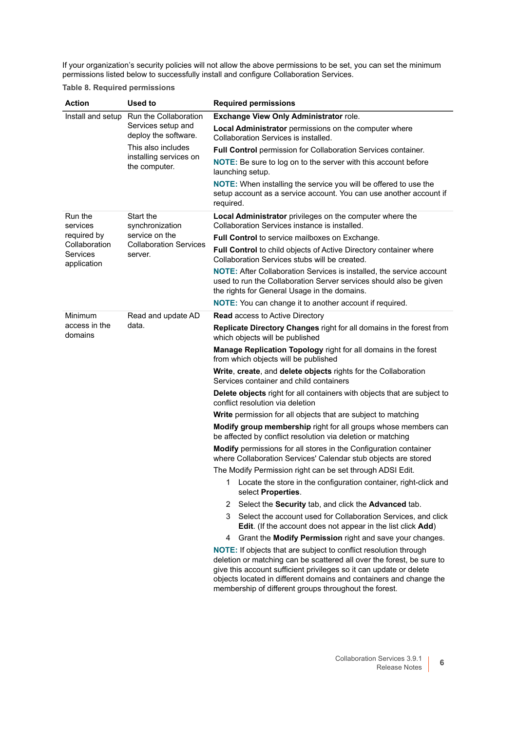If your organization's security policies will not allow the above permissions to be set, you can set the minimum permissions listed below to successfully install and configure Collaboration Services.

**Table 8. Required permissions**

| Action | Used to | Required permissions |
|---|---|---|
| Install and setup | Run the Collaboration Services setup and deploy the software. This also includes installing services on the computer. | **Exchange View Only Administrator** role. **Local Administrator** permissions on the computer where Collaboration Services is installed. **Full Control** permission for Collaboration Services container. **NOTE:** Be sure to log on to the server with this account before launching setup. **NOTE:** When installing the service you will be offered to use the setup account as a service account. You can use another account if required. |
| Run the services required by Collaboration Services application | Start the synchronization service on the Collaboration Services server. | **Local Administrator** privileges on the computer where the Collaboration Services instance is installed. **Full Control** to service mailboxes on Exchange. **Full Control** to child objects of Active Directory container where Collaboration Services stubs will be created. **NOTE:** After Collaboration Services is installed, the service account used to run the Collaboration Server services should also be given the rights for General Usage in the domains. **NOTE:** You can change it to another account if required. |
| Minimum access in the domains | Read and update AD data. | **Read** access to Active Directory. **Replicate Directory Changes** right for all domains in the forest from which objects will be published. **Manage Replication Topology** right for all domains in the forest from which objects will be published. **Write**, **create**, and **delete objects** rights for the Collaboration Services container and child containers. **Delete objects** right for all containers with objects that are subject to conflict resolution via deletion. **Write** permission for all objects that are subject to matching. **Modify group membership** right for all groups whose members can be affected by conflict resolution via deletion or matching. **Modify** permissions for all stores in the Configuration container where Collaboration Services' Calendar stub objects are stored. The Modify Permission right can be set through ADSI Edit. 1 Locate the store in the configuration container, right-click and select **Properties**. 2 Select the **Security** tab, and click the **Advanced** tab. 3 Select the account used for Collaboration Services, and click **Edit**. (If the account does not appear in the list click **Add**) 4 Grant the **Modify Permission** right and save your changes. **NOTE:** If objects that are subject to conflict resolution through deletion or matching can be scattered all over the forest, be sure to give this account sufficient privileges so it can update or delete objects located in different domains and containers and change the membership of different groups throughout the forest. |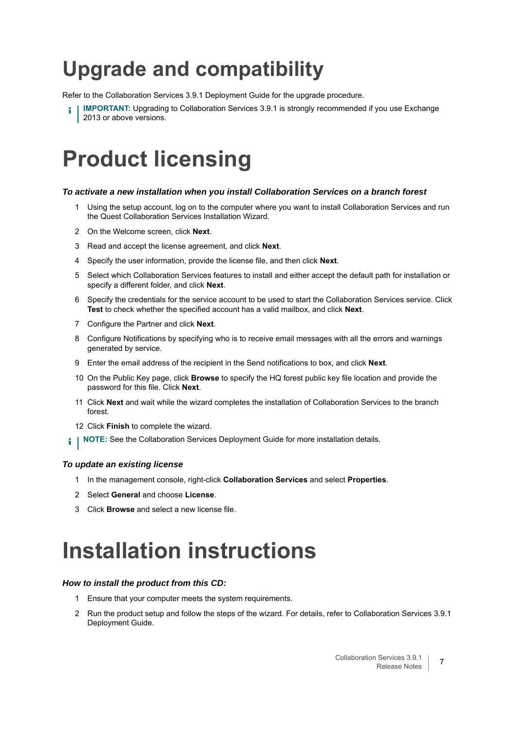# Upgrade and compatibility

Refer to the Collaboration Services 3.9.1 Deployment Guide for the upgrade procedure.

**IMPORTANT:** Upgrading to Collaboration Services 3.9.1 is strongly recommended if you use Exchange 2013 or above versions.

# Product licensing

***To activate a new installation when you install Collaboration Services on a branch forest***

1. Using the setup account, log on to the computer where you want to install Collaboration Services and run the Quest Collaboration Services Installation Wizard.
2. On the Welcome screen, click **Next**.
3. Read and accept the license agreement, and click **Next**.
4. Specify the user information, provide the license file, and then click **Next**.
5. Select which Collaboration Services features to install and either accept the default path for installation or specify a different folder, and click **Next**.
6. Specify the credentials for the service account to be used to start the Collaboration Services service. Click **Test** to check whether the specified account has a valid mailbox, and click **Next**.
7. Configure the Partner and click **Next**.
8. Configure Notifications by specifying who is to receive email messages with all the errors and warnings generated by service.
9. Enter the email address of the recipient in the Send notifications to box, and click **Next**.
10. On the Public Key page, click **Browse** to specify the HQ forest public key file location and provide the password for this file. Click **Next**.
11. Click **Next** and wait while the wizard completes the installation of Collaboration Services to the branch forest.
12. Click **Finish** to complete the wizard.

**NOTE:** See the Collaboration Services Deployment Guide for more installation details.

***To update an existing license***

1. In the management console, right-click **Collaboration Services** and select **Properties**.
2. Select **General** and choose **License**.
3. Click **Browse** and select a new license file.

# Installation instructions

***How to install the product from this CD:***

1. Ensure that your computer meets the system requirements.
2. Run the product setup and follow the steps of the wizard. For details, refer to Collaboration Services 3.9.1 Deployment Guide.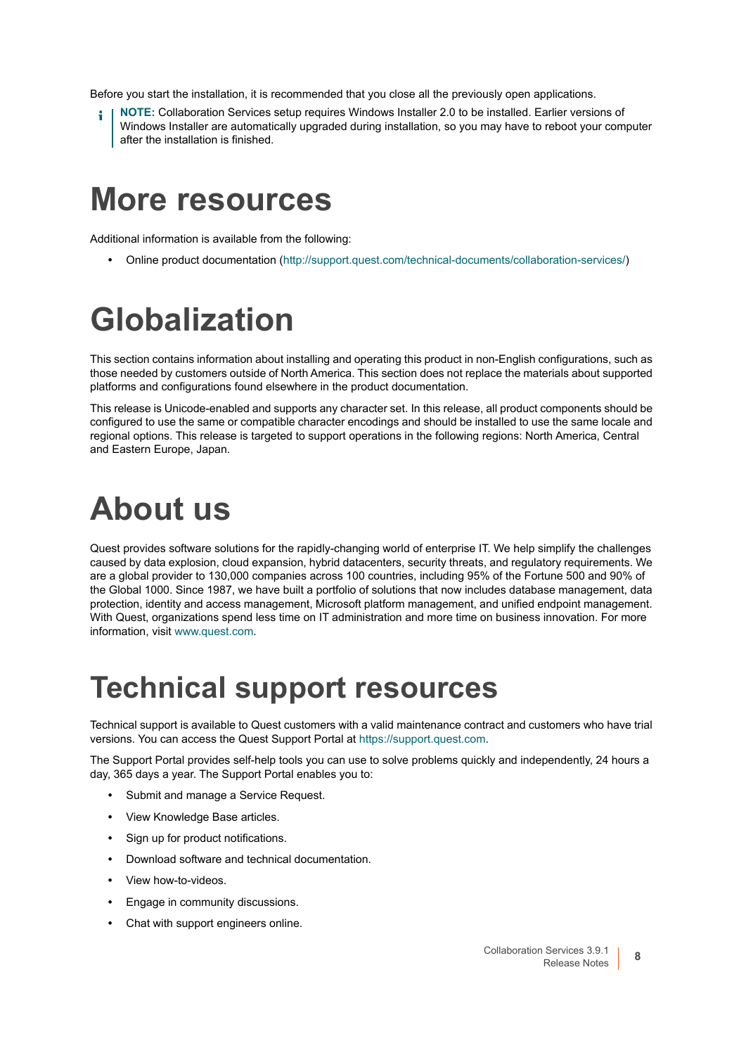Before you start the installation, it is recommended that you close all the previously open applications.

**NOTE:** Collaboration Services setup requires Windows Installer 2.0 to be installed. Earlier versions of Windows Installer are automatically upgraded during installation, so you may have to reboot your computer after the installation is finished.

# More resources

Additional information is available from the following:

- Online product documentation (http://support.quest.com/technical-documents/collaboration-services/)

# Globalization

This section contains information about installing and operating this product in non-English configurations, such as those needed by customers outside of North America. This section does not replace the materials about supported platforms and configurations found elsewhere in the product documentation.

This release is Unicode-enabled and supports any character set. In this release, all product components should be configured to use the same or compatible character encodings and should be installed to use the same locale and regional options. This release is targeted to support operations in the following regions: North America, Central and Eastern Europe, Japan.

# About us

Quest provides software solutions for the rapidly-changing world of enterprise IT. We help simplify the challenges caused by data explosion, cloud expansion, hybrid datacenters, security threats, and regulatory requirements. We are a global provider to 130,000 companies across 100 countries, including 95% of the Fortune 500 and 90% of the Global 1000. Since 1987, we have built a portfolio of solutions that now includes database management, data protection, identity and access management, Microsoft platform management, and unified endpoint management. With Quest, organizations spend less time on IT administration and more time on business innovation. For more information, visit www.quest.com.

# Technical support resources

Technical support is available to Quest customers with a valid maintenance contract and customers who have trial versions. You can access the Quest Support Portal at https://support.quest.com.

The Support Portal provides self-help tools you can use to solve problems quickly and independently, 24 hours a day, 365 days a year. The Support Portal enables you to:

- Submit and manage a Service Request.
- View Knowledge Base articles.
- Sign up for product notifications.
- Download software and technical documentation.
- View how-to-videos.
- Engage in community discussions.
- Chat with support engineers online.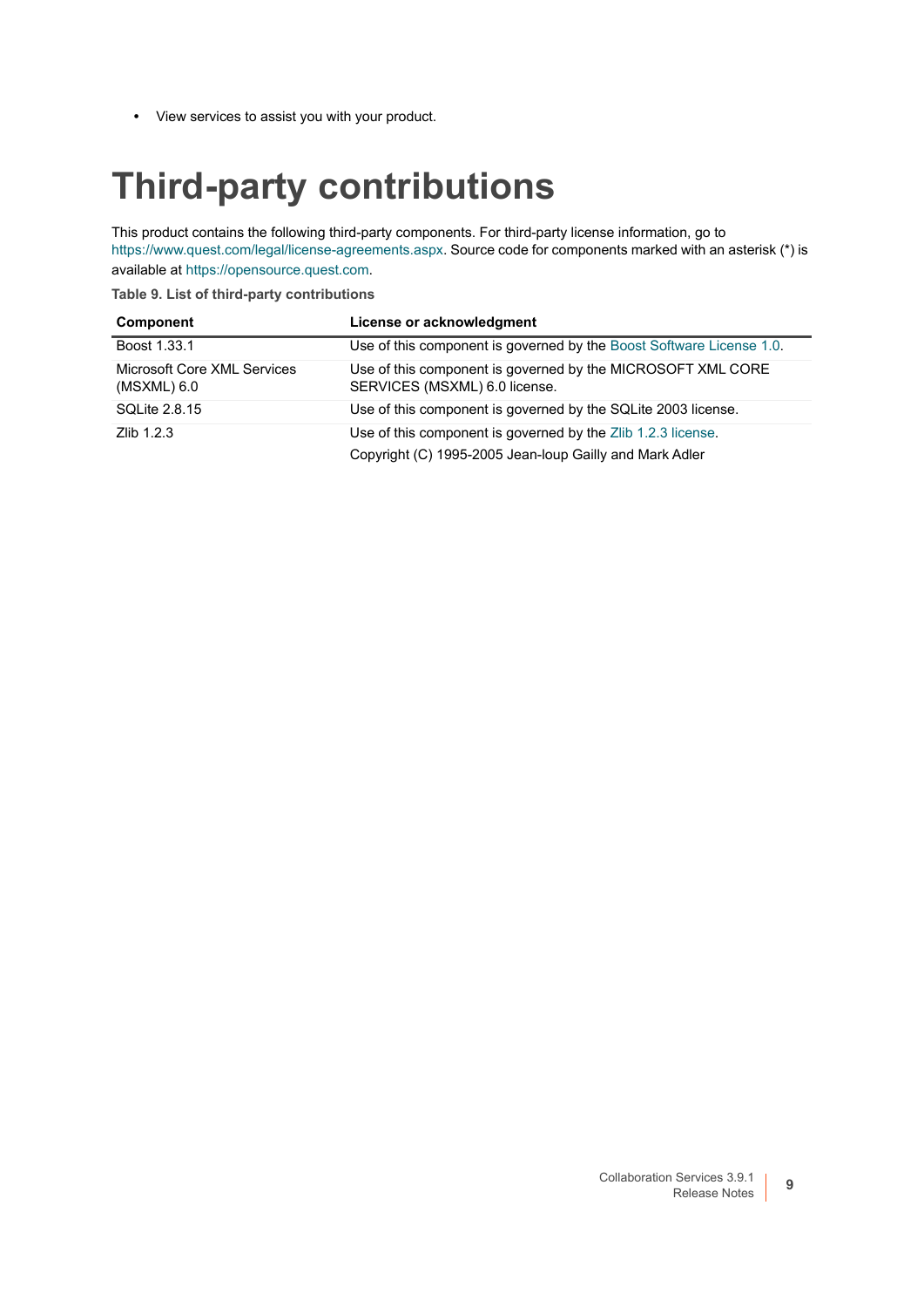- View services to assist you with your product.

# Third-party contributions

This product contains the following third-party components. For third-party license information, go to https://www.quest.com/legal/license-agreements.aspx. Source code for components marked with an asterisk (*) is available at https://opensource.quest.com.

**Table 9. List of third-party contributions**

| Component | License or acknowledgment |
|---|---|
| Boost 1.33.1 | Use of this component is governed by the Boost Software License 1.0. |
| Microsoft Core XML Services (MSXML) 6.0 | Use of this component is governed by the MICROSOFT XML CORE SERVICES (MSXML) 6.0 license. |
| SQLite 2.8.15 | Use of this component is governed by the SQLite 2003 license. |
| Zlib 1.2.3 | Use of this component is governed by the Zlib 1.2.3 license.<br>Copyright (C) 1995-2005 Jean-loup Gailly and Mark Adler |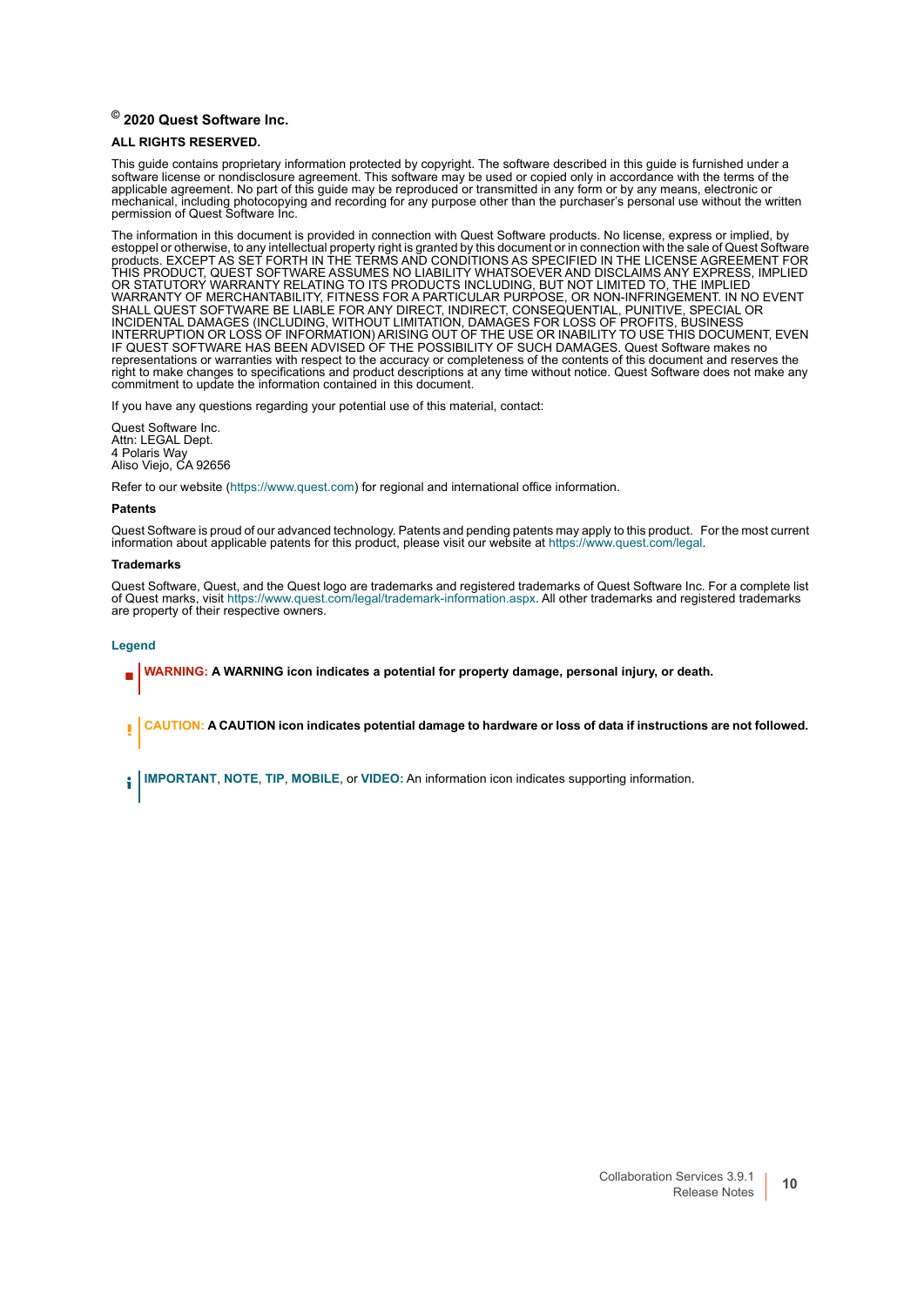**© 2020 Quest Software Inc.**

**ALL RIGHTS RESERVED.**

This guide contains proprietary information protected by copyright. The software described in this guide is furnished under a software license or nondisclosure agreement. This software may be used or copied only in accordance with the terms of the applicable agreement. No part of this guide may be reproduced or transmitted in any form or by any means, electronic or mechanical, including photocopying and recording for any purpose other than the purchaser's personal use without the written permission of Quest Software Inc.

The information in this document is provided in connection with Quest Software products. No license, express or implied, by estoppel or otherwise, to any intellectual property right is granted by this document or in connection with the sale of Quest Software products. EXCEPT AS SET FORTH IN THE TERMS AND CONDITIONS AS SPECIFIED IN THE LICENSE AGREEMENT FOR THIS PRODUCT, QUEST SOFTWARE ASSUMES NO LIABILITY WHATSOEVER AND DISCLAIMS ANY EXPRESS, IMPLIED OR STATUTORY WARRANTY RELATING TO ITS PRODUCTS INCLUDING, BUT NOT LIMITED TO, THE IMPLIED WARRANTY OF MERCHANTABILITY, FITNESS FOR A PARTICULAR PURPOSE, OR NON-INFRINGEMENT. IN NO EVENT SHALL QUEST SOFTWARE BE LIABLE FOR ANY DIRECT, INDIRECT, CONSEQUENTIAL, PUNITIVE, SPECIAL OR INCIDENTAL DAMAGES (INCLUDING, WITHOUT LIMITATION, DAMAGES FOR LOSS OF PROFITS, BUSINESS INTERRUPTION OR LOSS OF INFORMATION) ARISING OUT OF THE USE OR INABILITY TO USE THIS DOCUMENT, EVEN IF QUEST SOFTWARE HAS BEEN ADVISED OF THE POSSIBILITY OF SUCH DAMAGES. Quest Software makes no representations or warranties with respect to the accuracy or completeness of the contents of this document and reserves the right to make changes to specifications and product descriptions at any time without notice. Quest Software does not make any commitment to update the information contained in this document.

If you have any questions regarding your potential use of this material, contact:

Quest Software Inc.
Attn: LEGAL Dept.
4 Polaris Way
Aliso Viejo, CA 92656

Refer to our website (https://www.quest.com) for regional and international office information.

**Patents**

Quest Software is proud of our advanced technology. Patents and pending patents may apply to this product. For the most current information about applicable patents for this product, please visit our website at https://www.quest.com/legal.

**Trademarks**

Quest Software, Quest, and the Quest logo are trademarks and registered trademarks of Quest Software Inc. For a complete list of Quest marks, visit https://www.quest.com/legal/trademark-information.aspx. All other trademarks and registered trademarks are property of their respective owners.

**Legend**

**WARNING: A WARNING icon indicates a potential for property damage, personal injury, or death.**

**CAUTION: A CAUTION icon indicates potential damage to hardware or loss of data if instructions are not followed.**

**IMPORTANT**, **NOTE**, **TIP**, **MOBILE**, or **VIDEO:** An information icon indicates supporting information.